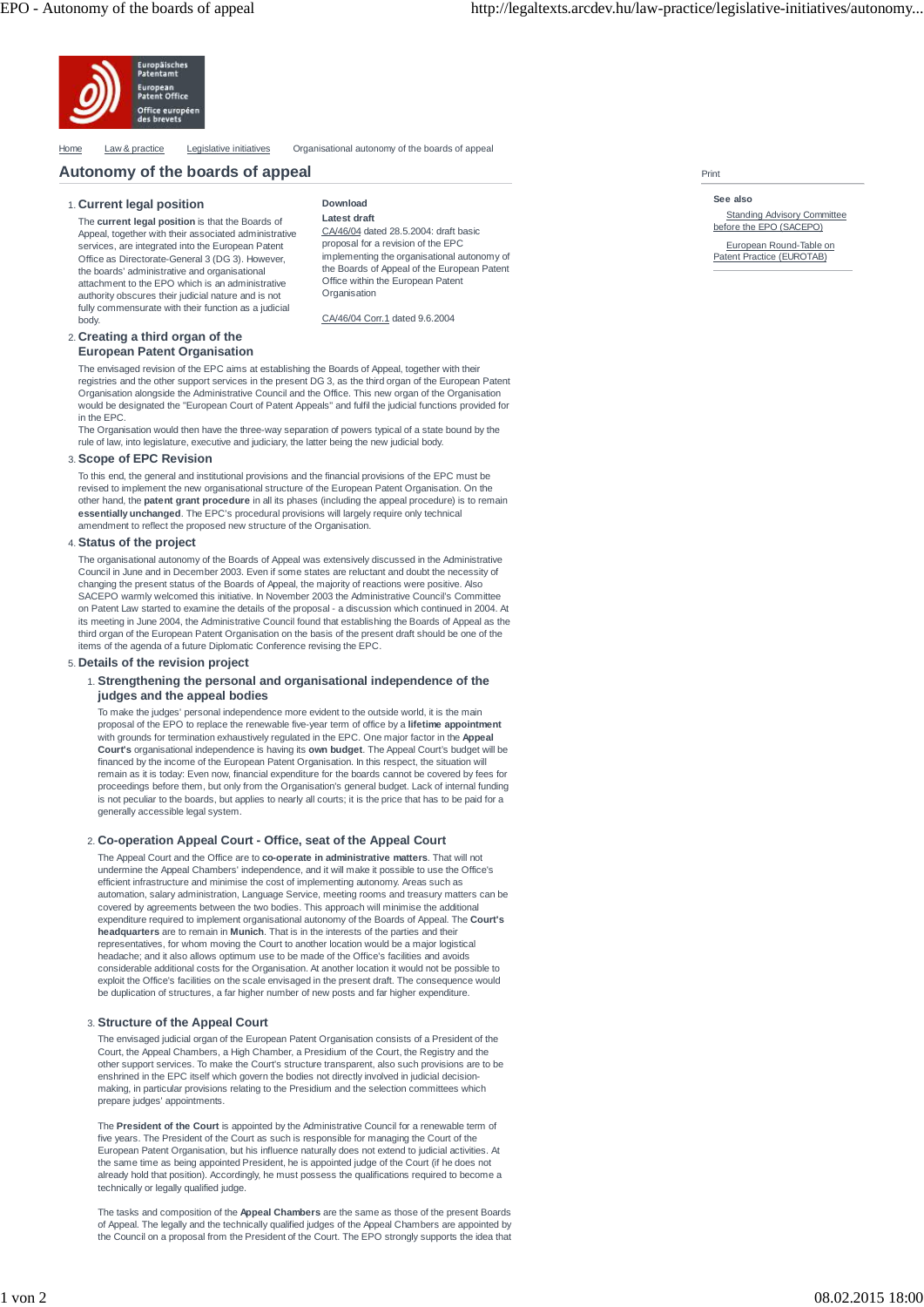Home | Law & practice | Legislative initiatives | Organisational autonomy of the boards of appeal

# Autonomy of the boards of appeal

Print

**See also**

Standing Advisory Committee before the EPO (SACEPO)

European Round-Table on Patent Practice (EUROTAB)

**Download**

**Latest draft**

CA/46/04 dated 28.5.2004: draft basic proposal for a revision of the EPC implementing the organisational autonomy of the Boards of Appeal of the European Patent Office within the European Patent Organisation

CA/46/04 Corr.1 dated 9.6.2004

## 1. Current legal position

The **current legal position** is that the Boards of Appeal, together with their associated administrative services, are integrated into the European Patent Office as Directorate-General 3 (DG 3). However, the boards' administrative and organisational attachment to the EPO which is an administrative authority obscures their judicial nature and is not fully commensurate with their function as a judicial body.

## 2. Creating a third organ of the European Patent Organisation

The envisaged revision of the EPC aims at establishing the Boards of Appeal, together with their registries and the other support services in the present DG 3, as the third organ of the European Patent Organisation alongside the Administrative Council and the Office. This new organ of the Organisation would be designated the "European Court of Patent Appeals" and fulfil the judicial functions provided for in the EPC.
The Organisation would then have the three-way separation of powers typical of a state bound by the rule of law, into legislature, executive and judiciary, the latter being the new judicial body.

## 3. Scope of EPC Revision

To this end, the general and institutional provisions and the financial provisions of the EPC must be revised to implement the new organisational structure of the European Patent Organisation. On the other hand, the **patent grant procedure** in all its phases (including the appeal procedure) is to remain **essentially unchanged**. The EPC's procedural provisions will largely require only technical amendment to reflect the proposed new structure of the Organisation.

## 4. Status of the project

The organisational autonomy of the Boards of Appeal was extensively discussed in the Administrative Council in June and in December 2003. Even if some states are reluctant and doubt the necessity of changing the present status of the Boards of Appeal, the majority of reactions were positive. Also SACEPO warmly welcomed this initiative. In November 2003 the Administrative Council's Committee on Patent Law started to examine the details of the proposal - a discussion which continued in 2004. At its meeting in June 2004, the Administrative Council found that establishing the Boards of Appeal as the third organ of the European Patent Organisation on the basis of the present draft should be one of the items of the agenda of a future Diplomatic Conference revising the EPC.

## 5. Details of the revision project

### 1. Strengthening the personal and organisational independence of the judges and the appeal bodies

To make the judges' personal independence more evident to the outside world, it is the main proposal of the EPO to replace the renewable five-year term of office by a **lifetime appointment** with grounds for termination exhaustively regulated in the EPC. One major factor in the **Appeal Court's** organisational independence is having its **own budget**. The Appeal Court's budget will be financed by the income of the European Patent Organisation. In this respect, the situation will remain as it is today: Even now, financial expenditure for the boards cannot be covered by fees for proceedings before them, but only from the Organisation's general budget. Lack of internal funding is not peculiar to the boards, but applies to nearly all courts; it is the price that has to be paid for a generally accessible legal system.

### 2. Co-operation Appeal Court - Office, seat of the Appeal Court

The Appeal Court and the Office are to **co-operate in administrative matters**. That will not undermine the Appeal Chambers' independence, and it will make it possible to use the Office's efficient infrastructure and minimise the cost of implementing autonomy. Areas such as automation, salary administration, Language Service, meeting rooms and treasury matters can be covered by agreements between the two bodies. This approach will minimise the additional expenditure required to implement organisational autonomy of the Boards of Appeal. The **Court's headquarters** are to remain in **Munich**. That is in the interests of the parties and their representatives, for whom moving the Court to another location would be a major logistical headache; and it also allows optimum use to be made of the Office's facilities and avoids considerable additional costs for the Organisation. At another location it would not be possible to exploit the Office's facilities on the scale envisaged in the present draft. The consequence would be duplication of structures, a far higher number of new posts and far higher expenditure.

### 3. Structure of the Appeal Court

The envisaged judicial organ of the European Patent Organisation consists of a President of the Court, the Appeal Chambers, a High Chamber, a Presidium of the Court, the Registry and the other support services. To make the Court's structure transparent, also such provisions are to be enshrined in the EPC itself which govern the bodies not directly involved in judicial decision-making, in particular provisions relating to the Presidium and the selection committees which prepare judges' appointments.

The **President of the Court** is appointed by the Administrative Council for a renewable term of five years. The President of the Court as such is responsible for managing the Court of the European Patent Organisation, but his influence naturally does not extend to judicial activities. At the same time as being appointed President, he is appointed judge of the Court (if he does not already hold that position). Accordingly, he must possess the qualifications required to become a technically or legally qualified judge.

The tasks and composition of the **Appeal Chambers** are the same as those of the present Boards of Appeal. The legally and the technically qualified judges of the Appeal Chambers are appointed by the Council on a proposal from the President of the Court. The EPO strongly supports the idea that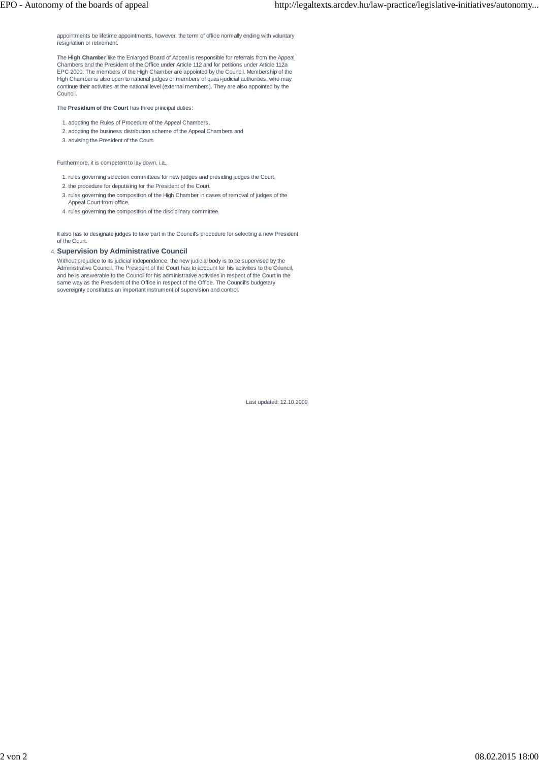appointments be lifetime appointments, however, the term of office normally ending with voluntary resignation or retirement.

The **High Chamber** like the Enlarged Board of Appeal is responsible for referrals from the Appeal Chambers and the President of the Office under Article 112 and for petitions under Article 112a EPC 2000. The members of the High Chamber are appointed by the Council. Membership of the High Chamber is also open to national judges or members of quasi-judicial authorities, who may continue their activities at the national level (external members). They are also appointed by the Council.

The **Presidium of the Court** has three principal duties:

1. adopting the Rules of Procedure of the Appeal Chambers,
2. adopting the business distribution scheme of the Appeal Chambers and
3. advising the President of the Court.

Furthermore, it is competent to lay down, i.a.,

1. rules governing selection committees for new judges and presiding judges the Court,
2. the procedure for deputising for the President of the Court,
3. rules governing the composition of the High Chamber in cases of removal of judges of the Appeal Court from office,
4. rules governing the composition of the disciplinary committee.

It also has to designate judges to take part in the Council's procedure for selecting a new President of the Court.

## 4. Supervision by Administrative Council

Without prejudice to its judicial independence, the new judicial body is to be supervised by the Administrative Council. The President of the Court has to account for his activities to the Council, and he is answerable to the Council for his administrative activities in respect of the Court in the same way as the President of the Office in respect of the Office. The Council's budgetary sovereignty constitutes an important instrument of supervision and control.

Last updated: 12.10.2009